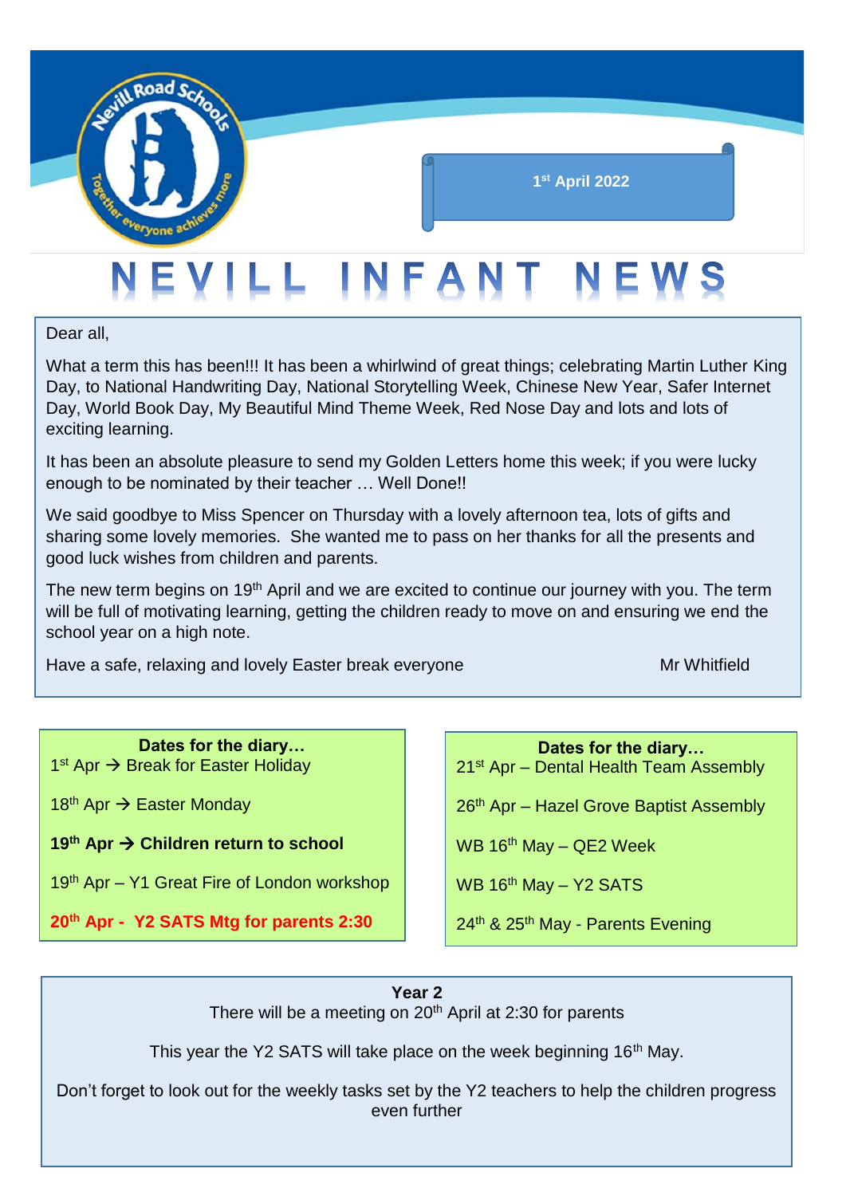Nevill Road Schools — Together everyone achieves more

1st April 2022

# NEVILL INFANT NEWS

Dear all,

What a term this has been!!! It has been a whirlwind of great things; celebrating Martin Luther King Day, to National Handwriting Day, National Storytelling Week, Chinese New Year, Safer Internet Day, World Book Day, My Beautiful Mind Theme Week, Red Nose Day and lots and lots of exciting learning.

It has been an absolute pleasure to send my Golden Letters home this week; if you were lucky enough to be nominated by their teacher … Well Done!!

We said goodbye to Miss Spencer on Thursday with a lovely afternoon tea, lots of gifts and sharing some lovely memories. She wanted me to pass on her thanks for all the presents and good luck wishes from children and parents.

The new term begins on 19th April and we are excited to continue our journey with you. The term will be full of motivating learning, getting the children ready to move on and ensuring we end the school year on a high note.

Have a safe, relaxing and lovely Easter break everyone

Mr Whitfield

**Dates for the diary…**

1st Apr → Break for Easter Holiday

18th Apr → Easter Monday

**19th Apr → Children return to school**

19th Apr – Y1 Great Fire of London workshop

**20th Apr - Y2 SATS Mtg for parents 2:30**

**Dates for the diary…**

21st Apr – Dental Health Team Assembly

26th Apr – Hazel Grove Baptist Assembly

WB 16th May – QE2 Week

WB 16th May – Y2 SATS

24th & 25th May - Parents Evening

**Year 2**

There will be a meeting on 20th April at 2:30 for parents

This year the Y2 SATS will take place on the week beginning 16th May.

Don't forget to look out for the weekly tasks set by the Y2 teachers to help the children progress even further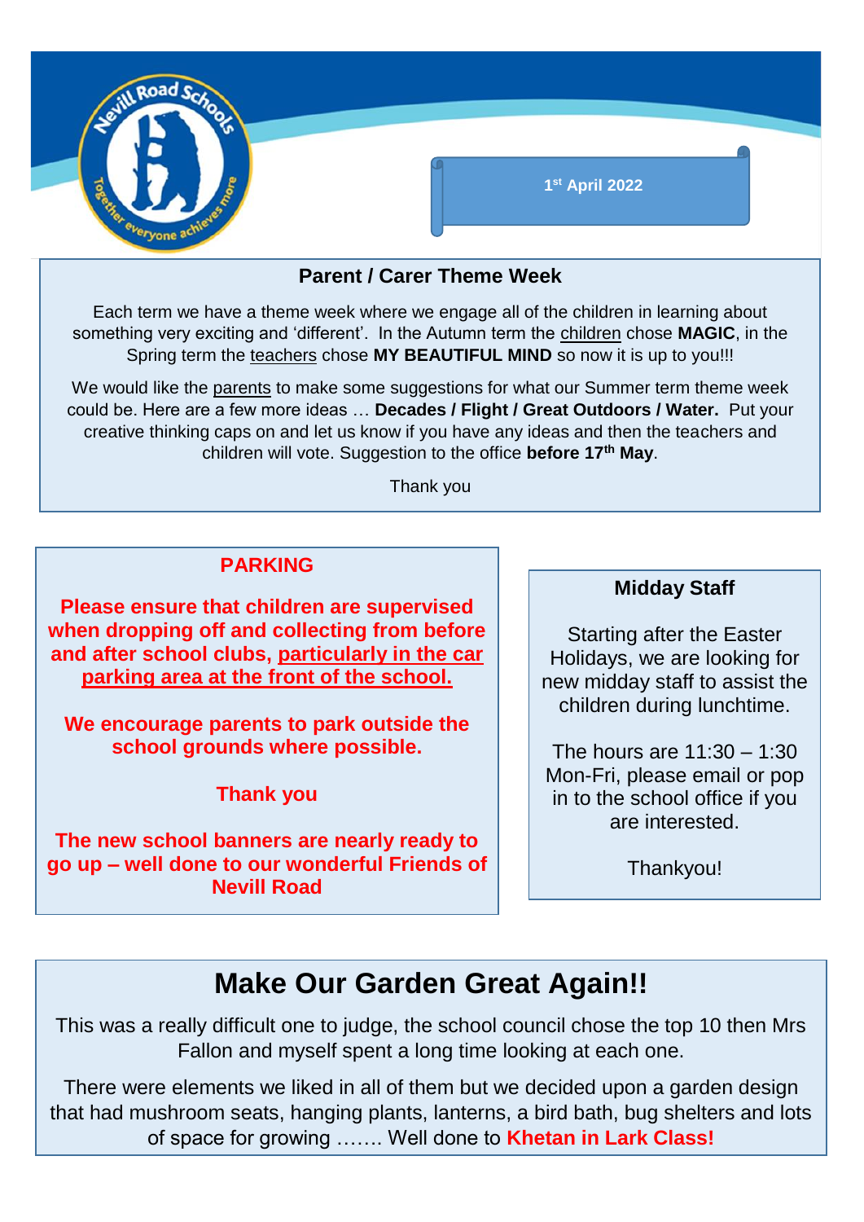1st April 2022

## Parent / Carer Theme Week

Each term we have a theme week where we engage all of the children in learning about something very exciting and 'different'. In the Autumn term the children chose **MAGIC**, in the Spring term the teachers chose **MY BEAUTIFUL MIND** so now it is up to you!!!

We would like the parents to make some suggestions for what our Summer term theme week could be. Here are a few more ideas … **Decades / Flight / Great Outdoors / Water.** Put your creative thinking caps on and let us know if you have any ideas and then the teachers and children will vote. Suggestion to the office **before 17th May**.

Thank you

## PARKING

**Please ensure that children are supervised when dropping off and collecting from before and after school clubs, particularly in the car parking area at the front of the school.**

**We encourage parents to park outside the school grounds where possible.**

**Thank you**

**The new school banners are nearly ready to go up – well done to our wonderful Friends of Nevill Road**

## Midday Staff

Starting after the Easter Holidays, we are looking for new midday staff to assist the children during lunchtime.

The hours are 11:30 – 1:30 Mon-Fri, please email or pop in to the school office if you are interested.

Thankyou!

# Make Our Garden Great Again!!

This was a really difficult one to judge, the school council chose the top 10 then Mrs Fallon and myself spent a long time looking at each one.

There were elements we liked in all of them but we decided upon a garden design that had mushroom seats, hanging plants, lanterns, a bird bath, bug shelters and lots of space for growing ……. Well done to **Khetan in Lark Class!**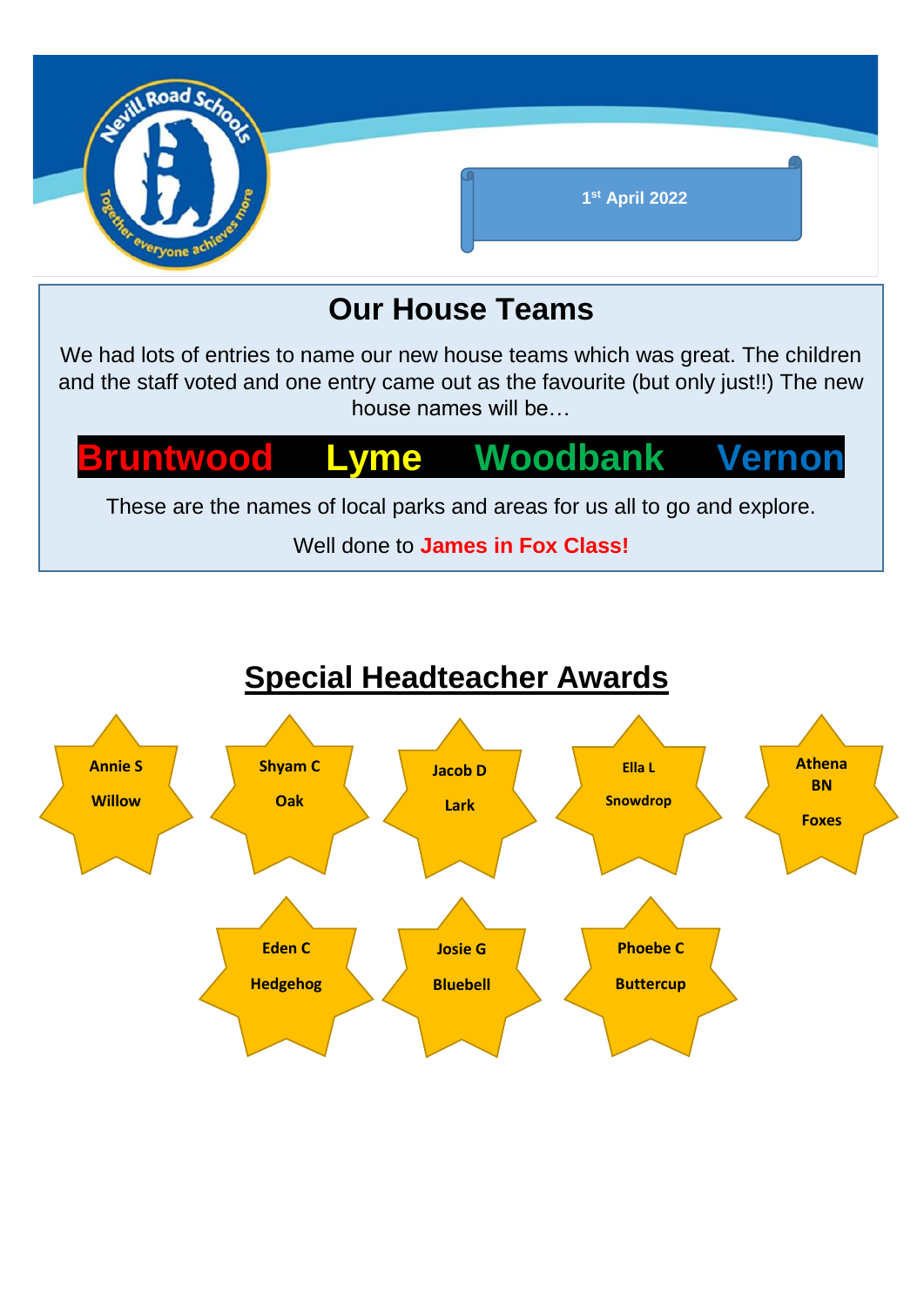1st April 2022

## Our House Teams

We had lots of entries to name our new house teams which was great. The children and the staff voted and one entry came out as the favourite (but only just!!) The new house names will be…

**Bruntwood Lyme Woodbank Vernon**

These are the names of local parks and areas for us all to go and explore.

Well done to **James in Fox Class!**

## Special Headteacher Awards

**Annie S** – **Willow**

**Shyam C** – **Oak**

**Jacob D** – **Lark**

**Ella L** – **Snowdrop**

**Athena BN** – **Foxes**

**Eden C** – **Hedgehog**

**Josie G** – **Bluebell**

**Phoebe C** – **Buttercup**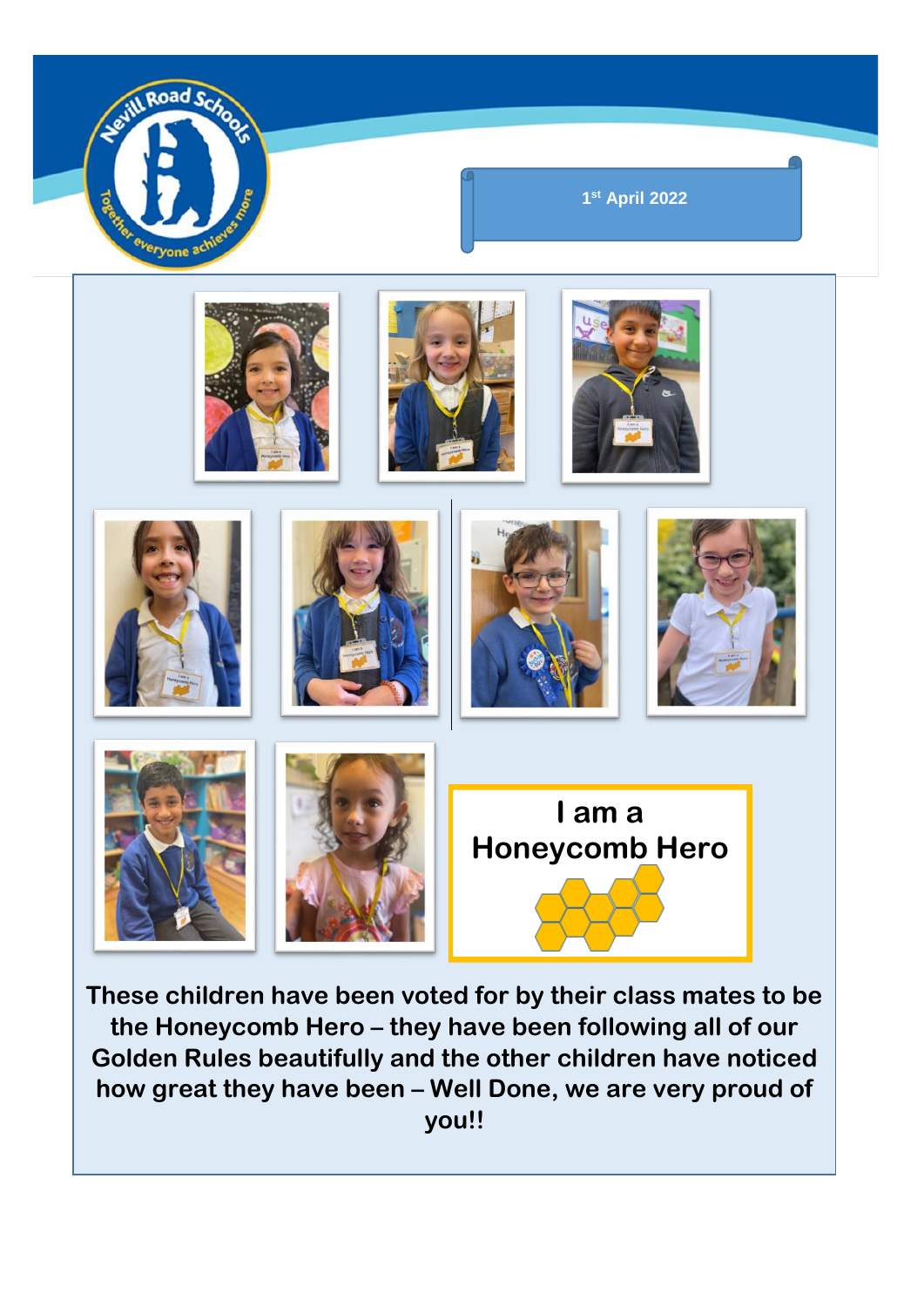Nevill Road Schools

Together everyone achieves more

1st April 2022

# I am a Honeycomb Hero

**These children have been voted for by their class mates to be the Honeycomb Hero – they have been following all of our Golden Rules beautifully and the other children have noticed how great they have been – Well Done, we are very proud of you!!**